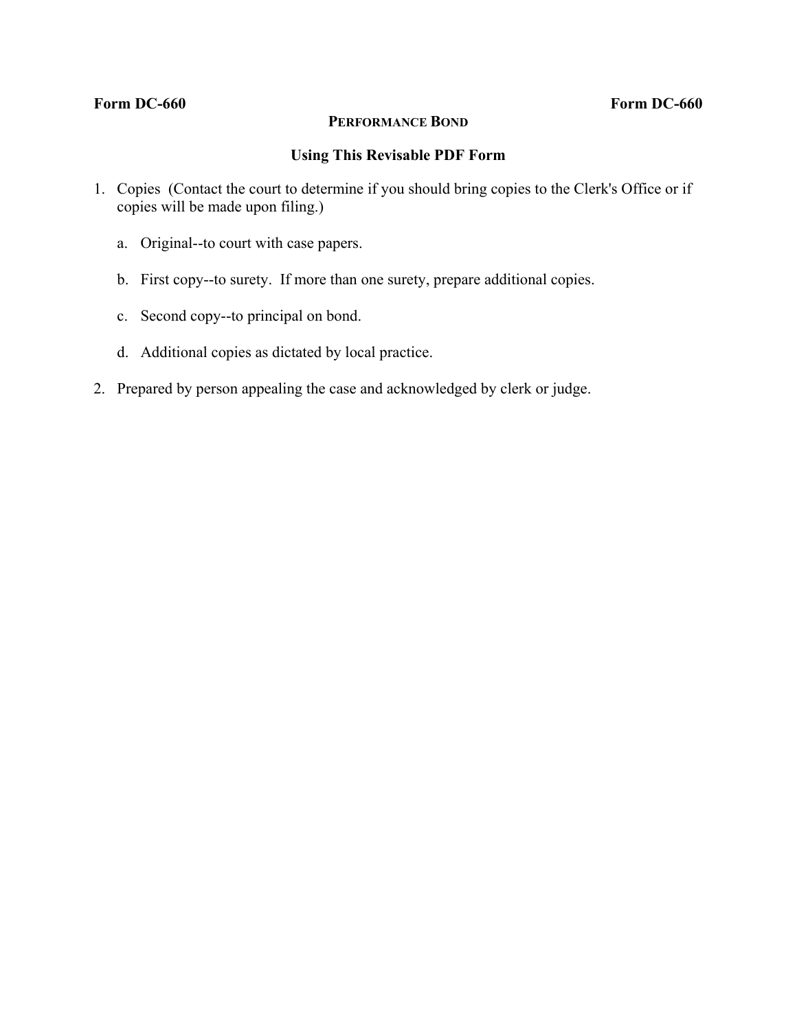**Form DC-660** **Form DC-660**

# PERFORMANCE BOND

## Using This Revisable PDF Form

1. Copies (Contact the court to determine if you should bring copies to the Clerk's Office or if copies will be made upon filing.)

   a. Original--to court with case papers.

   b. First copy--to surety. If more than one surety, prepare additional copies.

   c. Second copy--to principal on bond.

   d. Additional copies as dictated by local practice.

2. Prepared by person appealing the case and acknowledged by clerk or judge.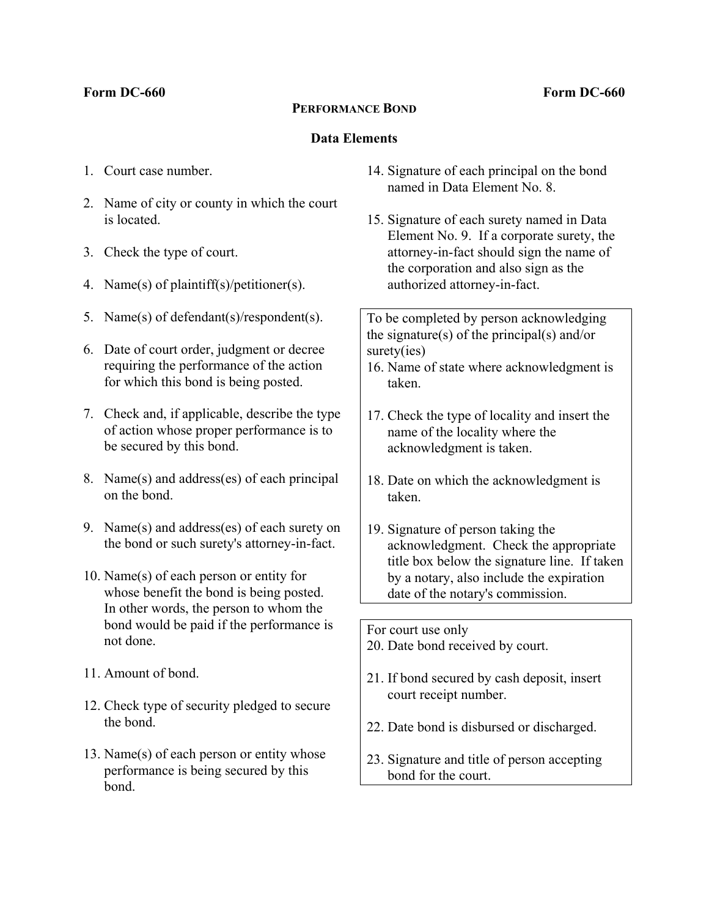**Form DC-660** **Form DC-660**

## PERFORMANCE BOND

### Data Elements

1. Court case number.

2. Name of city or county in which the court is located.

3. Check the type of court.

4. Name(s) of plaintiff(s)/petitioner(s).

5. Name(s) of defendant(s)/respondent(s).

6. Date of court order, judgment or decree requiring the performance of the action for which this bond is being posted.

7. Check and, if applicable, describe the type of action whose proper performance is to be secured by this bond.

8. Name(s) and address(es) of each principal on the bond.

9. Name(s) and address(es) of each surety on the bond or such surety's attorney-in-fact.

10. Name(s) of each person or entity for whose benefit the bond is being posted. In other words, the person to whom the bond would be paid if the performance is not done.

11. Amount of bond.

12. Check type of security pledged to secure the bond.

13. Name(s) of each person or entity whose performance is being secured by this bond.

14. Signature of each principal on the bond named in Data Element No. 8.

15. Signature of each surety named in Data Element No. 9. If a corporate surety, the attorney-in-fact should sign the name of the corporation and also sign as the authorized attorney-in-fact.

To be completed by person acknowledging the signature(s) of the principal(s) and/or surety(ies)

16. Name of state where acknowledgment is taken.

17. Check the type of locality and insert the name of the locality where the acknowledgment is taken.

18. Date on which the acknowledgment is taken.

19. Signature of person taking the acknowledgment. Check the appropriate title box below the signature line. If taken by a notary, also include the expiration date of the notary's commission.

For court use only

20. Date bond received by court.

21. If bond secured by cash deposit, insert court receipt number.

22. Date bond is disbursed or discharged.

23. Signature and title of person accepting bond for the court.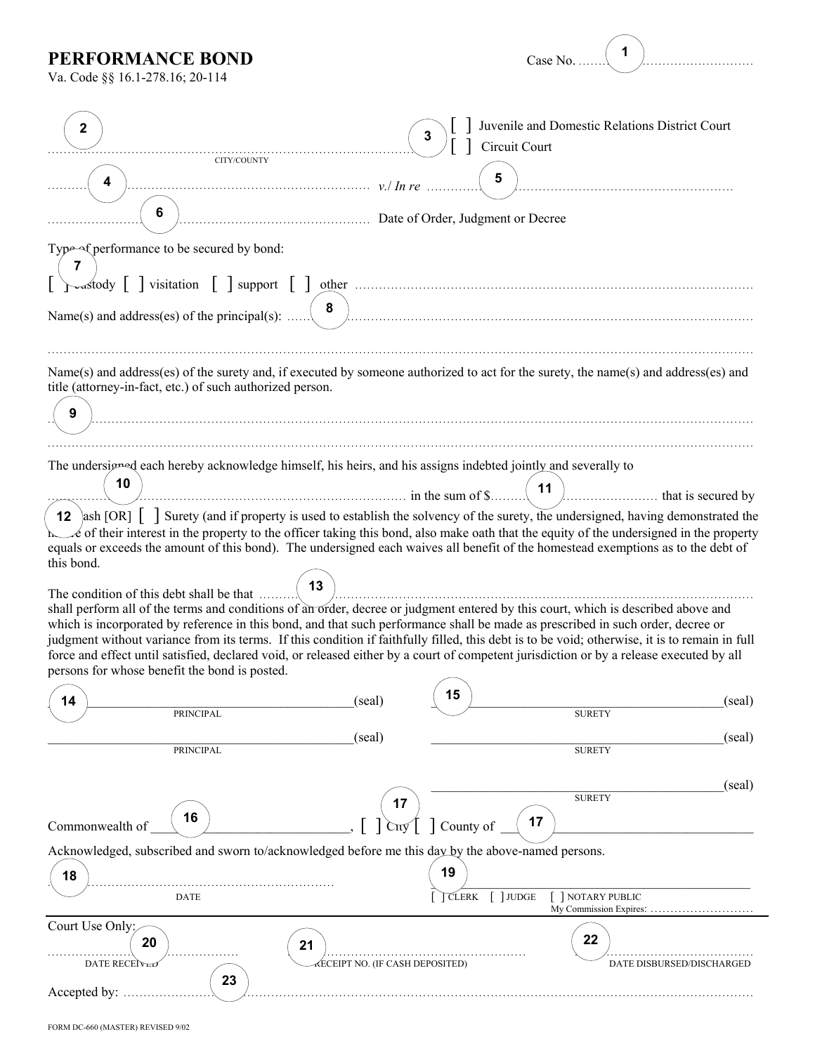# PERFORMANCE BOND

Va. Code §§ 16.1-278.16; 20-114

Case No. ........ 1 ..............................

2 ................................................................................ 3 [ ] Juvenile and Domestic Relations District Court [ ] Circuit Court

CITY/COUNTY

........ 4 ................................................................ *v./ In re* ............ 5 ......................................................

.................... 6 ............................................ Date of Order, Judgment or Decree

Type of performance to be secured by bond:

7

[ ] custody [ ] visitation [ ] support [ ] other ..............................................................................................

Name(s) and address(es) of the principal(s): ...... 8 ..............................................................................................

..........................................................................................................................................................................

Name(s) and address(es) of the surety and, if executed by someone authorized to act for the surety, the name(s) and address(es) and title (attorney-in-fact, etc.) of such authorized person.

9 ..........................................................................................................................................................................

..........................................................................................................................................................................

The undersigned each hereby acknowledge himself, his heirs, and his assigns indebted jointly and severally to

10 .................................................................................. in the sum of $.......... 11 ........................ that is secured by

12 [ ] Cash [OR] [ ] Surety (and if property is used to establish the solvency of the surety, the undersigned, having demonstrated the nature of their interest in the property to the officer taking this bond, also make oath that the equity of the undersigned in the property equals or exceeds the amount of this bond). The undersigned each waives all benefit of the homestead exemptions as to the debt of this bond.

The condition of this debt shall be that .......... 13 .............................................................................................................

shall perform all of the terms and conditions of an order, decree or judgment entered by this court, which is described above and which is incorporated by reference in this bond, and that such performance shall be made as prescribed in such order, decree or judgment without variance from its terms. If this condition if faithfully filled, this debt is to be void; otherwise, it is to remain in full force and effect until satisfied, declared void, or released either by a court of competent jurisdiction or by a release executed by all persons for whose benefit the bond is posted.

14 ________________________________________(seal) 15 ________________________________________(seal)
PRINCIPAL SURETY

________________________________________(seal) ________________________________________(seal)
PRINCIPAL SURETY

________________________________________(seal)
SURETY

Commonwealth of ____ 16 ________________________, 17 [ ] City [ ] County of ____ 17 ____________________________

Acknowledged, subscribed and sworn to/acknowledged before me this day by the above-named persons.

18 ............................................................ 19 ________________________________________
DATE [ ] CLERK [ ] JUDGE [ ] NOTARY PUBLIC
My Commission Expires: ..........................

Court Use Only:

......... 20 ............................ 21 ................................................ 22 ...................................
DATE RECEIVED RECEIPT NO. (IF CASH DEPOSITED) DATE DISBURSED/DISCHARGED

Accepted by: .................... 23 ..............................................................................................................

FORM DC-660 (MASTER) REVISED 9/02